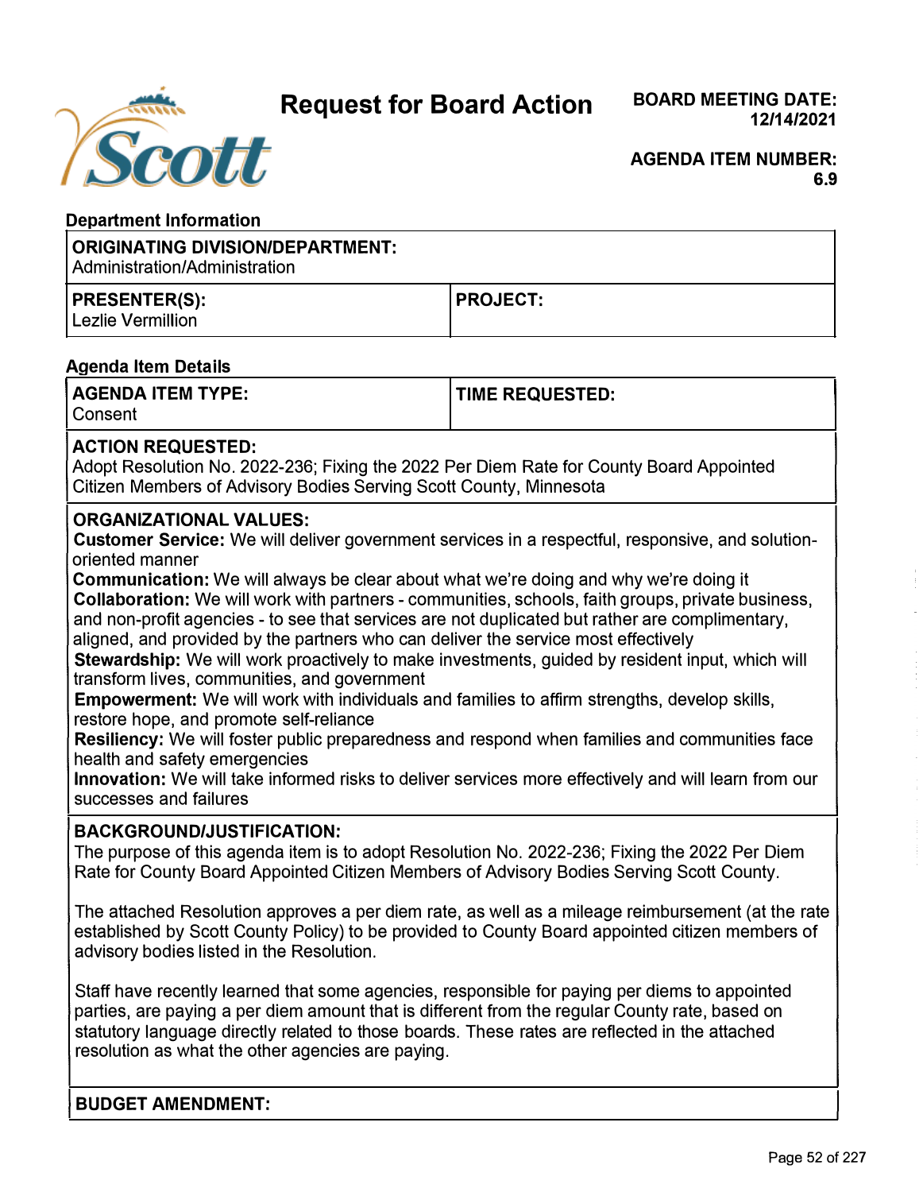# Request for Board Action

**BOARD MEETING DATE:** 12/14/2021

**AGENDA ITEM NUMBER:** 6.9

## Department Information

| **ORIGINATING DIVISION/DEPARTMENT:** Administration/Administration | |
|---|---|
| **PRESENTER(S):** Lezlie Vermillion | **PROJECT:** |

## Agenda Item Details

| **AGENDA ITEM TYPE:** Consent | **TIME REQUESTED:** |
|---|---|

**ACTION REQUESTED:**
Adopt Resolution No. 2022-236; Fixing the 2022 Per Diem Rate for County Board Appointed Citizen Members of Advisory Bodies Serving Scott County, Minnesota

**ORGANIZATIONAL VALUES:**

**Customer Service:** We will deliver government services in a respectful, responsive, and solution-oriented manner
**Communication:** We will always be clear about what we're doing and why we're doing it
**Collaboration:** We will work with partners - communities, schools, faith groups, private business, and non-profit agencies - to see that services are not duplicated but rather are complimentary, aligned, and provided by the partners who can deliver the service most effectively
**Stewardship:** We will work proactively to make investments, guided by resident input, which will transform lives, communities, and government
**Empowerment:** We will work with individuals and families to affirm strengths, develop skills, restore hope, and promote self-reliance
**Resiliency:** We will foster public preparedness and respond when families and communities face health and safety emergencies
**Innovation:** We will take informed risks to deliver services more effectively and will learn from our successes and failures

**BACKGROUND/JUSTIFICATION:**

The purpose of this agenda item is to adopt Resolution No. 2022-236; Fixing the 2022 Per Diem Rate for County Board Appointed Citizen Members of Advisory Bodies Serving Scott County.

The attached Resolution approves a per diem rate, as well as a mileage reimbursement (at the rate established by Scott County Policy) to be provided to County Board appointed citizen members of advisory bodies listed in the Resolution.

Staff have recently learned that some agencies, responsible for paying per diems to appointed parties, are paying a per diem amount that is different from the regular County rate, based on statutory language directly related to those boards. These rates are reflected in the attached resolution as what the other agencies are paying.

**BUDGET AMENDMENT:**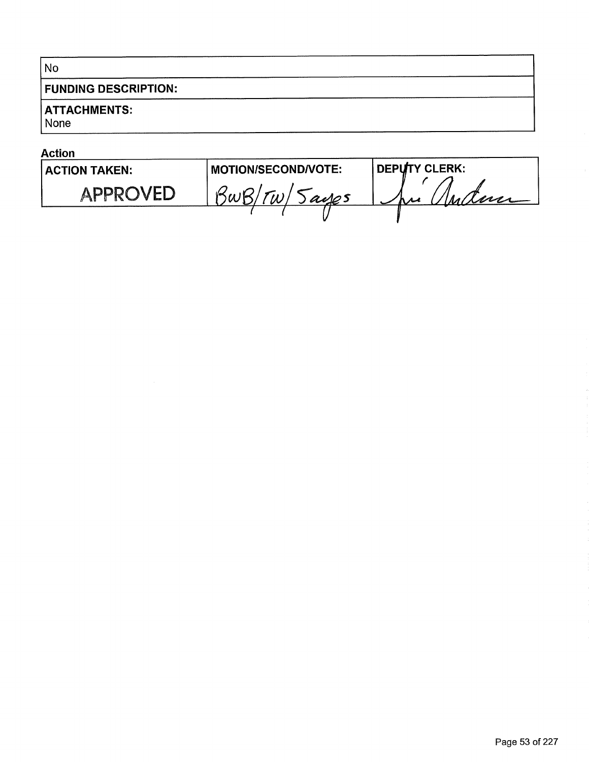| No |
| --- |
| **FUNDING DESCRIPTION:** |
| **ATTACHMENTS:**<br>None |

**Action**

| ACTION TAKEN: | MOTION/SECOND/VOTE: | DEPUTY CLERK: |
| --- | --- | --- |
| APPROVED | BWB/TW/5ayes | [signature] |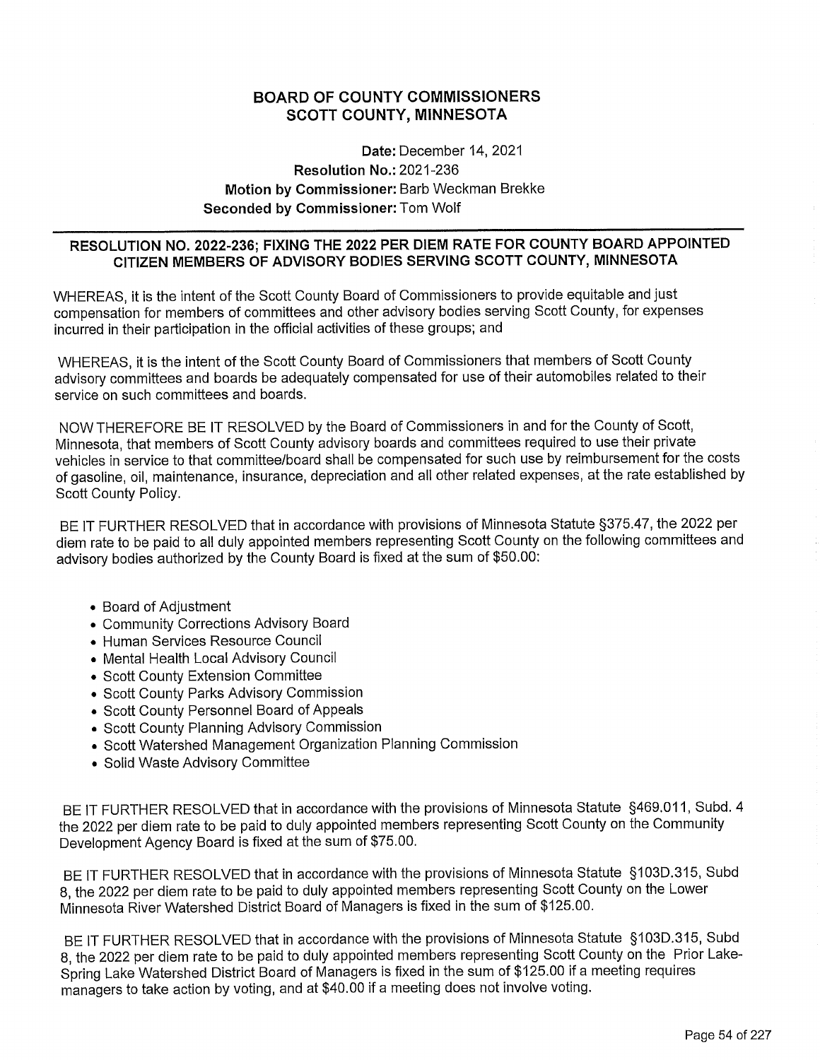## BOARD OF COUNTY COMMISSIONERS
## SCOTT COUNTY, MINNESOTA

**Date:** December 14, 2021
**Resolution No.:** 2021-236
**Motion by Commissioner:** Barb Weckman Brekke
**Seconded by Commissioner:** Tom Wolf

---

### RESOLUTION NO. 2022-236; FIXING THE 2022 PER DIEM RATE FOR COUNTY BOARD APPOINTED CITIZEN MEMBERS OF ADVISORY BODIES SERVING SCOTT COUNTY, MINNESOTA

WHEREAS, it is the intent of the Scott County Board of Commissioners to provide equitable and just compensation for members of committees and other advisory bodies serving Scott County, for expenses incurred in their participation in the official activities of these groups; and

WHEREAS, it is the intent of the Scott County Board of Commissioners that members of Scott County advisory committees and boards be adequately compensated for use of their automobiles related to their service on such committees and boards.

NOW THEREFORE BE IT RESOLVED by the Board of Commissioners in and for the County of Scott, Minnesota, that members of Scott County advisory boards and committees required to use their private vehicles in service to that committee/board shall be compensated for such use by reimbursement for the costs of gasoline, oil, maintenance, insurance, depreciation and all other related expenses, at the rate established by Scott County Policy.

BE IT FURTHER RESOLVED that in accordance with provisions of Minnesota Statute §375.47, the 2022 per diem rate to be paid to all duly appointed members representing Scott County on the following committees and advisory bodies authorized by the County Board is fixed at the sum of $50.00:

- Board of Adjustment
- Community Corrections Advisory Board
- Human Services Resource Council
- Mental Health Local Advisory Council
- Scott County Extension Committee
- Scott County Parks Advisory Commission
- Scott County Personnel Board of Appeals
- Scott County Planning Advisory Commission
- Scott Watershed Management Organization Planning Commission
- Solid Waste Advisory Committee

BE IT FURTHER RESOLVED that in accordance with the provisions of Minnesota Statute §469.011, Subd. 4 the 2022 per diem rate to be paid to duly appointed members representing Scott County on the Community Development Agency Board is fixed at the sum of $75.00.

BE IT FURTHER RESOLVED that in accordance with the provisions of Minnesota Statute §103D.315, Subd 8, the 2022 per diem rate to be paid to duly appointed members representing Scott County on the Lower Minnesota River Watershed District Board of Managers is fixed in the sum of $125.00.

BE IT FURTHER RESOLVED that in accordance with the provisions of Minnesota Statute §103D.315, Subd 8, the 2022 per diem rate to be paid to duly appointed members representing Scott County on the Prior Lake-Spring Lake Watershed District Board of Managers is fixed in the sum of $125.00 if a meeting requires managers to take action by voting, and at $40.00 if a meeting does not involve voting.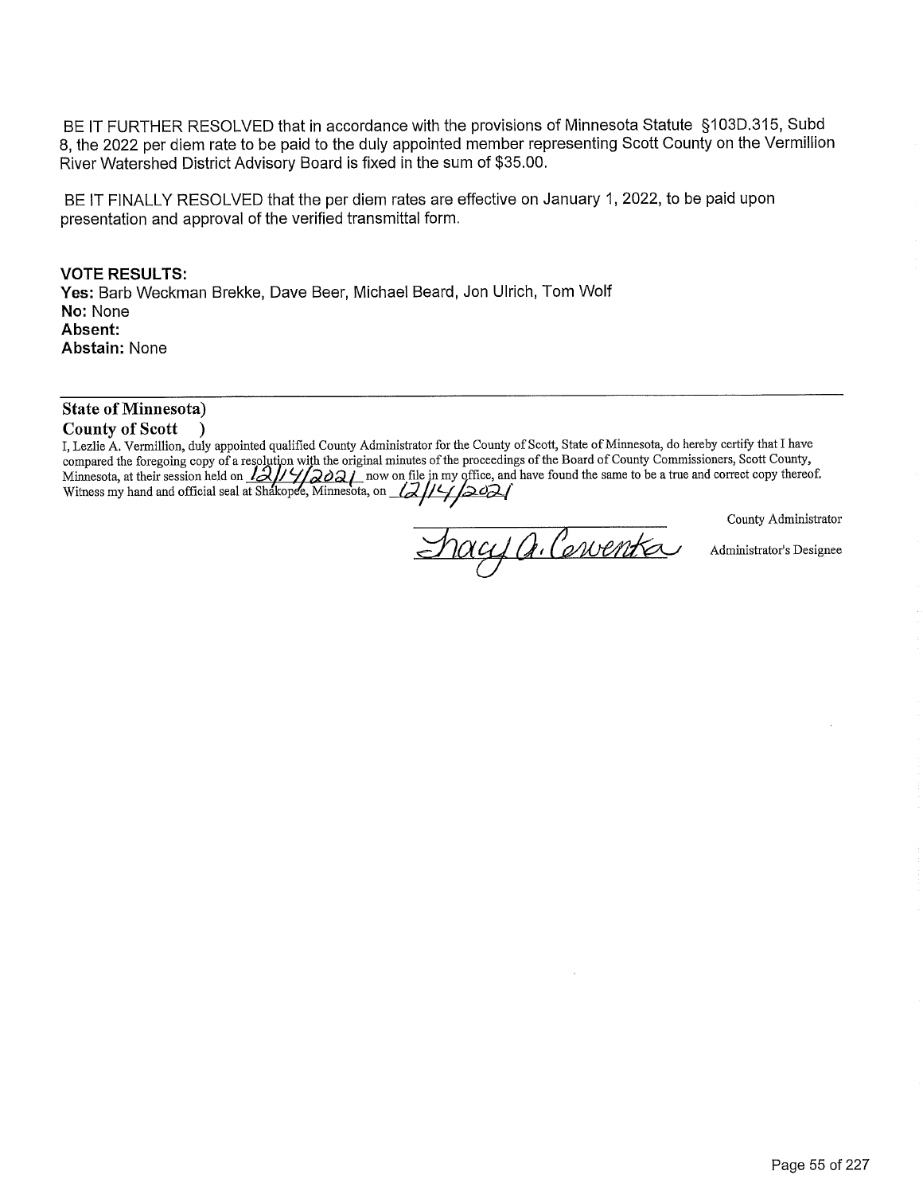BE IT FURTHER RESOLVED that in accordance with the provisions of Minnesota Statute §103D.315, Subd 8, the 2022 per diem rate to be paid to the duly appointed member representing Scott County on the Vermillion River Watershed District Advisory Board is fixed in the sum of $35.00.

BE IT FINALLY RESOLVED that the per diem rates are effective on January 1, 2022, to be paid upon presentation and approval of the verified transmittal form.

**VOTE RESULTS:**
**Yes:** Barb Weckman Brekke, Dave Beer, Michael Beard, Jon Ulrich, Tom Wolf
**No:** None
**Absent:**
**Abstain:** None

---

**State of Minnesota)**
**County of Scott )**

I, Lezlie A. Vermillion, duly appointed qualified County Administrator for the County of Scott, State of Minnesota, do hereby certify that I have compared the foregoing copy of a resolution with the original minutes of the proceedings of the Board of County Commissioners, Scott County, Minnesota, at their session held on 12/14/2021 now on file in my office, and have found the same to be a true and correct copy thereof. Witness my hand and official seal at Shakopee, Minnesota, on 12/14/2021

County Administrator

Tracy A. Cervenka

Administrator's Designee